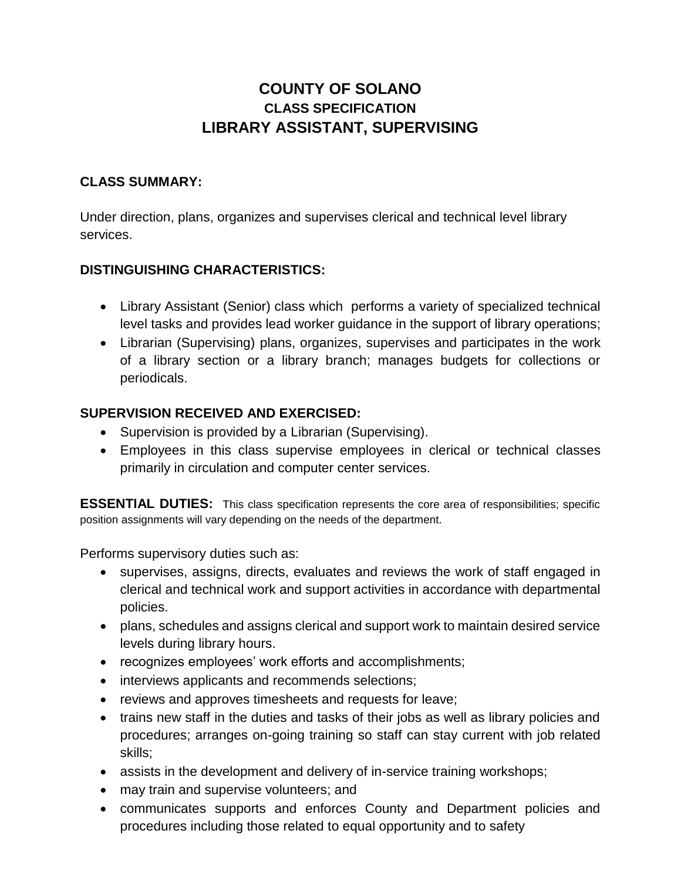# COUNTY OF SOLANO
## CLASS SPECIFICATION
## LIBRARY ASSISTANT, SUPERVISING

**CLASS SUMMARY:**

Under direction, plans, organizes and supervises clerical and technical level library services.

**DISTINGUISHING CHARACTERISTICS:**

- Library Assistant (Senior) class which performs a variety of specialized technical level tasks and provides lead worker guidance in the support of library operations;
- Librarian (Supervising) plans, organizes, supervises and participates in the work of a library section or a library branch; manages budgets for collections or periodicals.

**SUPERVISION RECEIVED AND EXERCISED:**

- Supervision is provided by a Librarian (Supervising).
- Employees in this class supervise employees in clerical or technical classes primarily in circulation and computer center services.

**ESSENTIAL DUTIES:** This class specification represents the core area of responsibilities; specific position assignments will vary depending on the needs of the department.

Performs supervisory duties such as:

- supervises, assigns, directs, evaluates and reviews the work of staff engaged in clerical and technical work and support activities in accordance with departmental policies.
- plans, schedules and assigns clerical and support work to maintain desired service levels during library hours.
- recognizes employees' work efforts and accomplishments;
- interviews applicants and recommends selections;
- reviews and approves timesheets and requests for leave;
- trains new staff in the duties and tasks of their jobs as well as library policies and procedures; arranges on-going training so staff can stay current with job related skills;
- assists in the development and delivery of in-service training workshops;
- may train and supervise volunteers; and
- communicates supports and enforces County and Department policies and procedures including those related to equal opportunity and to safety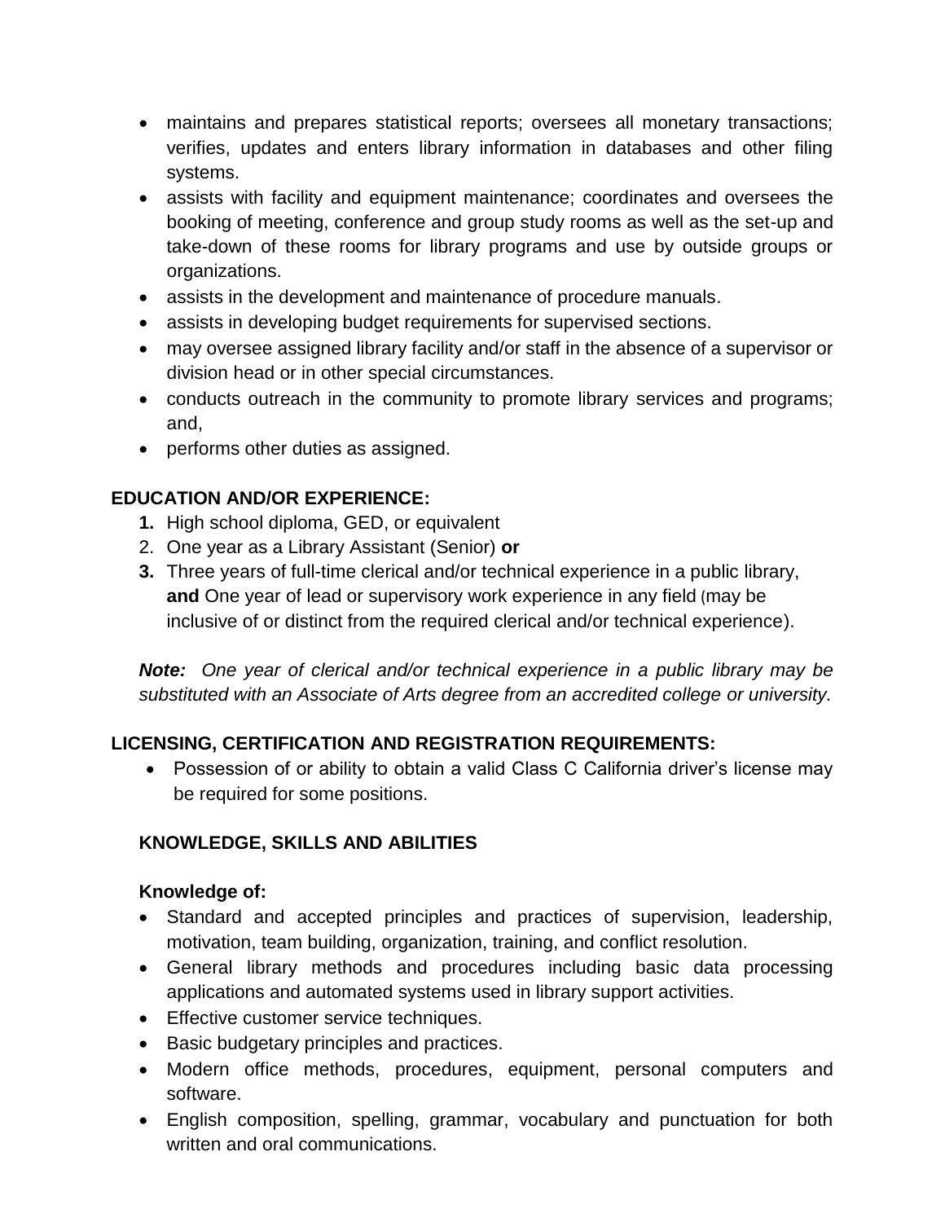- maintains and prepares statistical reports; oversees all monetary transactions; verifies, updates and enters library information in databases and other filing systems.
- assists with facility and equipment maintenance; coordinates and oversees the booking of meeting, conference and group study rooms as well as the set-up and take-down of these rooms for library programs and use by outside groups or organizations.
- assists in the development and maintenance of procedure manuals.
- assists in developing budget requirements for supervised sections.
- may oversee assigned library facility and/or staff in the absence of a supervisor or division head or in other special circumstances.
- conducts outreach in the community to promote library services and programs; and,
- performs other duties as assigned.

**EDUCATION AND/OR EXPERIENCE:**

1. High school diploma, GED, or equivalent
2. One year as a Library Assistant (Senior) **or**
3. Three years of full-time clerical and/or technical experience in a public library, **and** One year of lead or supervisory work experience in any field (may be inclusive of or distinct from the required clerical and/or technical experience).

***Note:*** *One year of clerical and/or technical experience in a public library may be substituted with an Associate of Arts degree from an accredited college or university.*

**LICENSING, CERTIFICATION AND REGISTRATION REQUIREMENTS:**

- Possession of or ability to obtain a valid Class C California driver's license may be required for some positions.

**KNOWLEDGE, SKILLS AND ABILITIES**

**Knowledge of:**

- Standard and accepted principles and practices of supervision, leadership, motivation, team building, organization, training, and conflict resolution.
- General library methods and procedures including basic data processing applications and automated systems used in library support activities.
- Effective customer service techniques.
- Basic budgetary principles and practices.
- Modern office methods, procedures, equipment, personal computers and software.
- English composition, spelling, grammar, vocabulary and punctuation for both written and oral communications.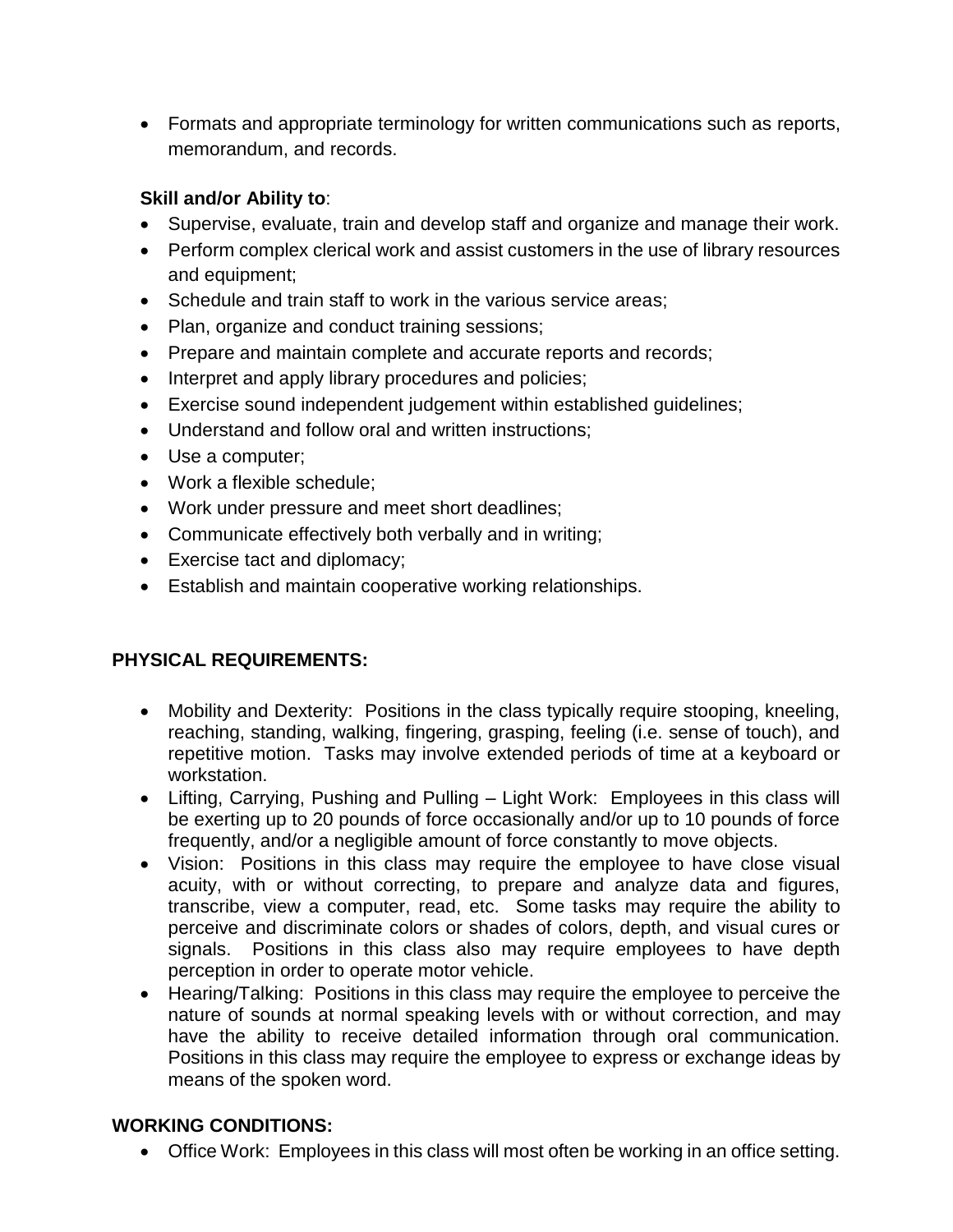- Formats and appropriate terminology for written communications such as reports, memorandum, and records.

**Skill and/or Ability to**:

- Supervise, evaluate, train and develop staff and organize and manage their work.
- Perform complex clerical work and assist customers in the use of library resources and equipment;
- Schedule and train staff to work in the various service areas;
- Plan, organize and conduct training sessions;
- Prepare and maintain complete and accurate reports and records;
- Interpret and apply library procedures and policies;
- Exercise sound independent judgement within established guidelines;
- Understand and follow oral and written instructions;
- Use a computer;
- Work a flexible schedule;
- Work under pressure and meet short deadlines;
- Communicate effectively both verbally and in writing;
- Exercise tact and diplomacy;
- Establish and maintain cooperative working relationships.

## PHYSICAL REQUIREMENTS:

- Mobility and Dexterity: Positions in the class typically require stooping, kneeling, reaching, standing, walking, fingering, grasping, feeling (i.e. sense of touch), and repetitive motion. Tasks may involve extended periods of time at a keyboard or workstation.
- Lifting, Carrying, Pushing and Pulling – Light Work: Employees in this class will be exerting up to 20 pounds of force occasionally and/or up to 10 pounds of force frequently, and/or a negligible amount of force constantly to move objects.
- Vision: Positions in this class may require the employee to have close visual acuity, with or without correcting, to prepare and analyze data and figures, transcribe, view a computer, read, etc. Some tasks may require the ability to perceive and discriminate colors or shades of colors, depth, and visual cures or signals. Positions in this class also may require employees to have depth perception in order to operate motor vehicle.
- Hearing/Talking: Positions in this class may require the employee to perceive the nature of sounds at normal speaking levels with or without correction, and may have the ability to receive detailed information through oral communication. Positions in this class may require the employee to express or exchange ideas by means of the spoken word.

## WORKING CONDITIONS:

- Office Work: Employees in this class will most often be working in an office setting.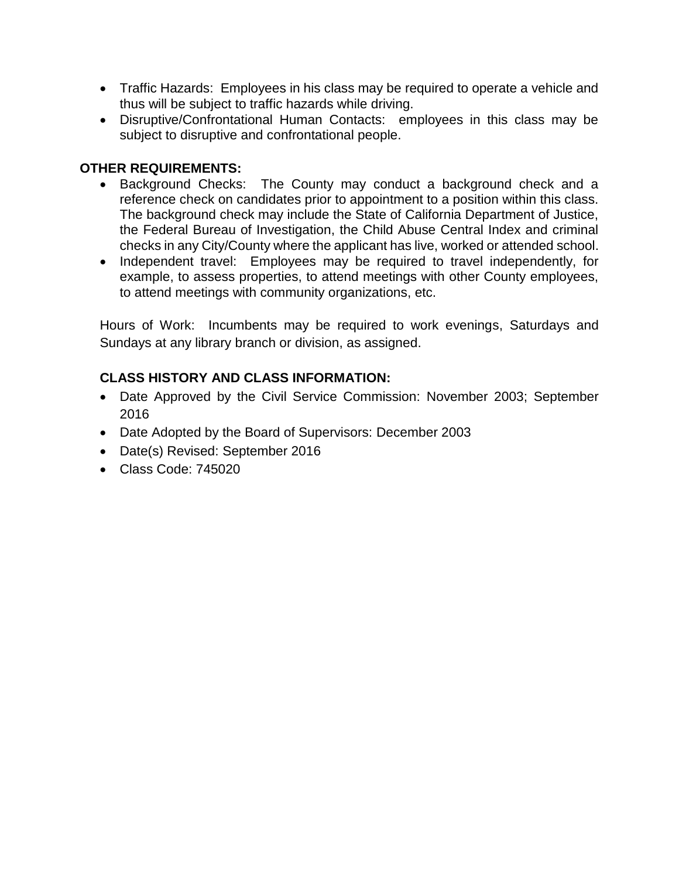- Traffic Hazards: Employees in his class may be required to operate a vehicle and thus will be subject to traffic hazards while driving.
- Disruptive/Confrontational Human Contacts: employees in this class may be subject to disruptive and confrontational people.

**OTHER REQUIREMENTS:**

- Background Checks: The County may conduct a background check and a reference check on candidates prior to appointment to a position within this class. The background check may include the State of California Department of Justice, the Federal Bureau of Investigation, the Child Abuse Central Index and criminal checks in any City/County where the applicant has live, worked or attended school.
- Independent travel: Employees may be required to travel independently, for example, to assess properties, to attend meetings with other County employees, to attend meetings with community organizations, etc.

Hours of Work: Incumbents may be required to work evenings, Saturdays and Sundays at any library branch or division, as assigned.

**CLASS HISTORY AND CLASS INFORMATION:**

- Date Approved by the Civil Service Commission: November 2003; September 2016
- Date Adopted by the Board of Supervisors: December 2003
- Date(s) Revised: September 2016
- Class Code: 745020